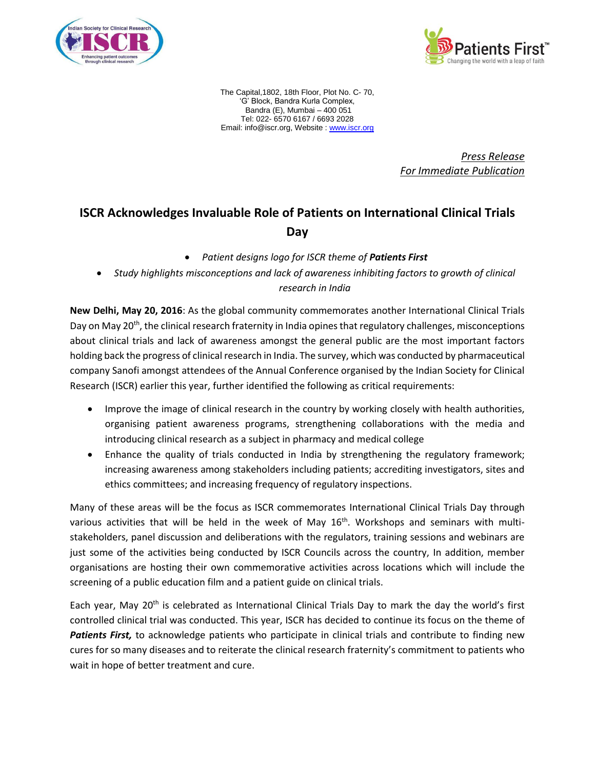The Capital,1802, 18th Floor, Plot No. C- 70,
'G' Block, Bandra Kurla Complex,
Bandra (E), Mumbai – 400 051
Tel: 022- 6570 6167 / 6693 2028
Email: info@iscr.org, Website : www.iscr.org

*Press Release*
*For Immediate Publication*

# ISCR Acknowledges Invaluable Role of Patients on International Clinical Trials Day

- *Patient designs logo for ISCR theme of **Patients First***
- *Study highlights misconceptions and lack of awareness inhibiting factors to growth of clinical research in India*

**New Delhi, May 20, 2016**: As the global community commemorates another International Clinical Trials Day on May 20th, the clinical research fraternity in India opines that regulatory challenges, misconceptions about clinical trials and lack of awareness amongst the general public are the most important factors holding back the progress of clinical research in India. The survey, which was conducted by pharmaceutical company Sanofi amongst attendees of the Annual Conference organised by the Indian Society for Clinical Research (ISCR) earlier this year, further identified the following as critical requirements:

- Improve the image of clinical research in the country by working closely with health authorities, organising patient awareness programs, strengthening collaborations with the media and introducing clinical research as a subject in pharmacy and medical college
- Enhance the quality of trials conducted in India by strengthening the regulatory framework; increasing awareness among stakeholders including patients; accrediting investigators, sites and ethics committees; and increasing frequency of regulatory inspections.

Many of these areas will be the focus as ISCR commemorates International Clinical Trials Day through various activities that will be held in the week of May 16th. Workshops and seminars with multi-stakeholders, panel discussion and deliberations with the regulators, training sessions and webinars are just some of the activities being conducted by ISCR Councils across the country, In addition, member organisations are hosting their own commemorative activities across locations which will include the screening of a public education film and a patient guide on clinical trials.

Each year, May 20th is celebrated as International Clinical Trials Day to mark the day the world's first controlled clinical trial was conducted. This year, ISCR has decided to continue its focus on the theme of ***Patients First,*** to acknowledge patients who participate in clinical trials and contribute to finding new cures for so many diseases and to reiterate the clinical research fraternity's commitment to patients who wait in hope of better treatment and cure.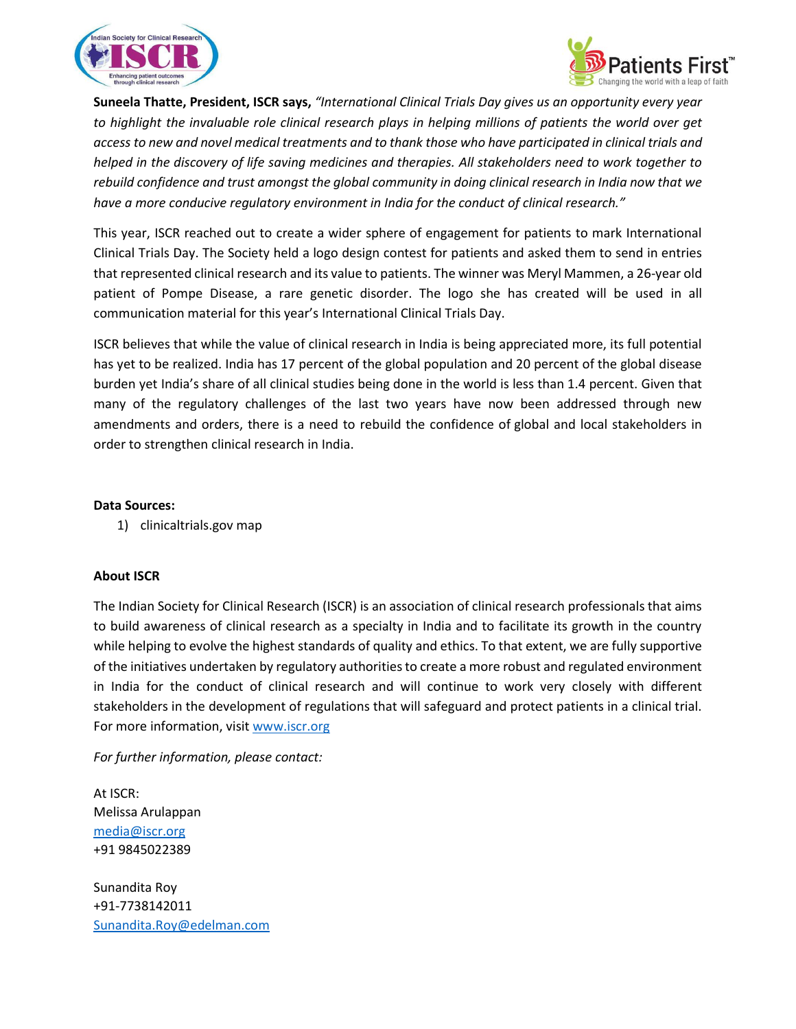**Suneela Thatte, President, ISCR says,** *"International Clinical Trials Day gives us an opportunity every year to highlight the invaluable role clinical research plays in helping millions of patients the world over get access to new and novel medical treatments and to thank those who have participated in clinical trials and helped in the discovery of life saving medicines and therapies. All stakeholders need to work together to rebuild confidence and trust amongst the global community in doing clinical research in India now that we have a more conducive regulatory environment in India for the conduct of clinical research."*

This year, ISCR reached out to create a wider sphere of engagement for patients to mark International Clinical Trials Day. The Society held a logo design contest for patients and asked them to send in entries that represented clinical research and its value to patients. The winner was Meryl Mammen, a 26-year old patient of Pompe Disease, a rare genetic disorder. The logo she has created will be used in all communication material for this year's International Clinical Trials Day.

ISCR believes that while the value of clinical research in India is being appreciated more, its full potential has yet to be realized. India has 17 percent of the global population and 20 percent of the global disease burden yet India's share of all clinical studies being done in the world is less than 1.4 percent. Given that many of the regulatory challenges of the last two years have now been addressed through new amendments and orders, there is a need to rebuild the confidence of global and local stakeholders in order to strengthen clinical research in India.

**Data Sources:**

1) clinicaltrials.gov map

**About ISCR**

The Indian Society for Clinical Research (ISCR) is an association of clinical research professionals that aims to build awareness of clinical research as a specialty in India and to facilitate its growth in the country while helping to evolve the highest standards of quality and ethics. To that extent, we are fully supportive of the initiatives undertaken by regulatory authorities to create a more robust and regulated environment in India for the conduct of clinical research and will continue to work very closely with different stakeholders in the development of regulations that will safeguard and protect patients in a clinical trial. For more information, visit [www.iscr.org](http://www.iscr.org)

*For further information, please contact:*

At ISCR:
Melissa Arulappan
[media@iscr.org](mailto:media@iscr.org)
+91 9845022389

Sunandita Roy
+91-7738142011
[Sunandita.Roy@edelman.com](mailto:Sunandita.Roy@edelman.com)